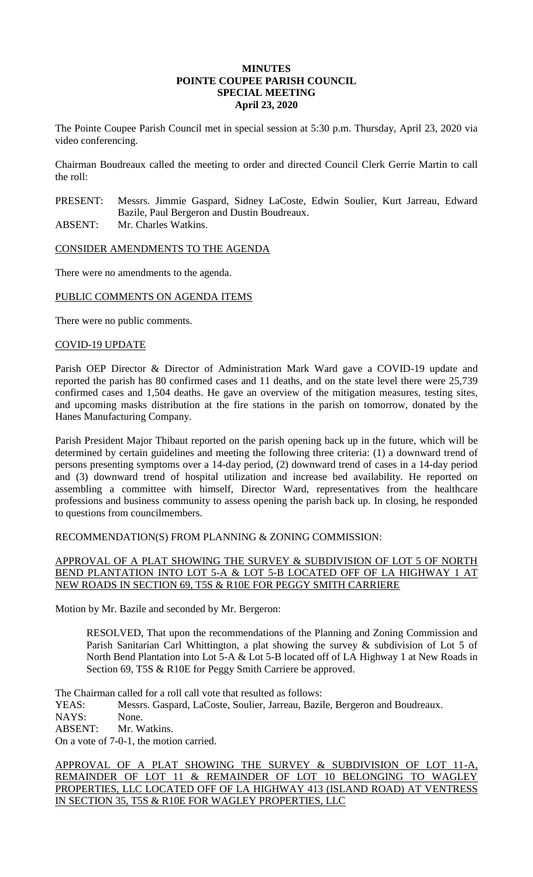# MINUTES
## POINTE COUPEE PARISH COUNCIL
## SPECIAL MEETING
## April 23, 2020

The Pointe Coupee Parish Council met in special session at 5:30 p.m. Thursday, April 23, 2020 via video conferencing.

Chairman Boudreaux called the meeting to order and directed Council Clerk Gerrie Martin to call the roll:

PRESENT: Messrs. Jimmie Gaspard, Sidney LaCoste, Edwin Soulier, Kurt Jarreau, Edward Bazile, Paul Bergeron and Dustin Boudreaux.
ABSENT: Mr. Charles Watkins.

CONSIDER AMENDMENTS TO THE AGENDA

There were no amendments to the agenda.

PUBLIC COMMENTS ON AGENDA ITEMS

There were no public comments.

COVID-19 UPDATE

Parish OEP Director & Director of Administration Mark Ward gave a COVID-19 update and reported the parish has 80 confirmed cases and 11 deaths, and on the state level there were 25,739 confirmed cases and 1,504 deaths. He gave an overview of the mitigation measures, testing sites, and upcoming masks distribution at the fire stations in the parish on tomorrow, donated by the Hanes Manufacturing Company.

Parish President Major Thibaut reported on the parish opening back up in the future, which will be determined by certain guidelines and meeting the following three criteria: (1) a downward trend of persons presenting symptoms over a 14-day period, (2) downward trend of cases in a 14-day period and (3) downward trend of hospital utilization and increase bed availability. He reported on assembling a committee with himself, Director Ward, representatives from the healthcare professions and business community to assess opening the parish back up. In closing, he responded to questions from councilmembers.

RECOMMENDATION(S) FROM PLANNING & ZONING COMMISSION:

APPROVAL OF A PLAT SHOWING THE SURVEY & SUBDIVISION OF LOT 5 OF NORTH BEND PLANTATION INTO LOT 5-A & LOT 5-B LOCATED OFF OF LA HIGHWAY 1 AT NEW ROADS IN SECTION 69, T5S & R10E FOR PEGGY SMITH CARRIERE

Motion by Mr. Bazile and seconded by Mr. Bergeron:

> RESOLVED, That upon the recommendations of the Planning and Zoning Commission and Parish Sanitarian Carl Whittington, a plat showing the survey & subdivision of Lot 5 of North Bend Plantation into Lot 5-A & Lot 5-B located off of LA Highway 1 at New Roads in Section 69, T5S & R10E for Peggy Smith Carriere be approved.

The Chairman called for a roll call vote that resulted as follows:
YEAS: Messrs. Gaspard, LaCoste, Soulier, Jarreau, Bazile, Bergeron and Boudreaux.
NAYS: None.
ABSENT: Mr. Watkins.
On a vote of 7-0-1, the motion carried.

APPROVAL OF A PLAT SHOWING THE SURVEY & SUBDIVISION OF LOT 11-A, REMAINDER OF LOT 11 & REMAINDER OF LOT 10 BELONGING TO WAGLEY PROPERTIES, LLC LOCATED OFF OF LA HIGHWAY 413 (ISLAND ROAD) AT VENTRESS IN SECTION 35, T5S & R10E FOR WAGLEY PROPERTIES, LLC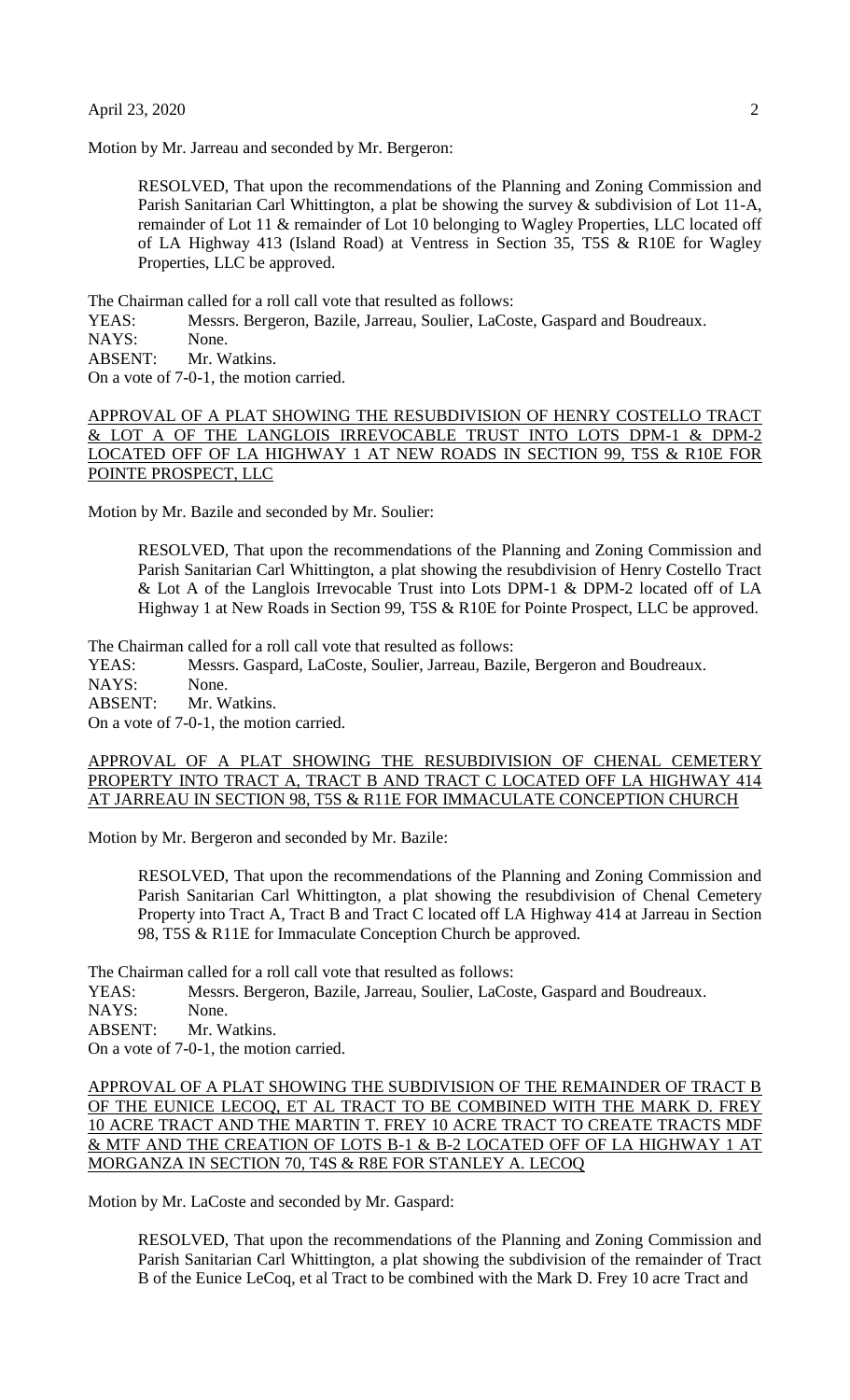Motion by Mr. Jarreau and seconded by Mr. Bergeron:

> RESOLVED, That upon the recommendations of the Planning and Zoning Commission and Parish Sanitarian Carl Whittington, a plat be showing the survey & subdivision of Lot 11-A, remainder of Lot 11 & remainder of Lot 10 belonging to Wagley Properties, LLC located off of LA Highway 413 (Island Road) at Ventress in Section 35, T5S & R10E for Wagley Properties, LLC be approved.

The Chairman called for a roll call vote that resulted as follows:

YEAS: Messrs. Bergeron, Bazile, Jarreau, Soulier, LaCoste, Gaspard and Boudreaux.
NAYS: None.
ABSENT: Mr. Watkins.
On a vote of 7-0-1, the motion carried.

<u>APPROVAL OF A PLAT SHOWING THE RESUBDIVISION OF HENRY COSTELLO TRACT & LOT A OF THE LANGLOIS IRREVOCABLE TRUST INTO LOTS DPM-1 & DPM-2 LOCATED OFF OF LA HIGHWAY 1 AT NEW ROADS IN SECTION 99, T5S & R10E FOR POINTE PROSPECT, LLC</u>

Motion by Mr. Bazile and seconded by Mr. Soulier:

> RESOLVED, That upon the recommendations of the Planning and Zoning Commission and Parish Sanitarian Carl Whittington, a plat showing the resubdivision of Henry Costello Tract & Lot A of the Langlois Irrevocable Trust into Lots DPM-1 & DPM-2 located off of LA Highway 1 at New Roads in Section 99, T5S & R10E for Pointe Prospect, LLC be approved.

The Chairman called for a roll call vote that resulted as follows:

YEAS: Messrs. Gaspard, LaCoste, Soulier, Jarreau, Bazile, Bergeron and Boudreaux.
NAYS: None.
ABSENT: Mr. Watkins.
On a vote of 7-0-1, the motion carried.

<u>APPROVAL OF A PLAT SHOWING THE RESUBDIVISION OF CHENAL CEMETERY PROPERTY INTO TRACT A, TRACT B AND TRACT C LOCATED OFF LA HIGHWAY 414 AT JARREAU IN SECTION 98, T5S & R11E FOR IMMACULATE CONCEPTION CHURCH</u>

Motion by Mr. Bergeron and seconded by Mr. Bazile:

> RESOLVED, That upon the recommendations of the Planning and Zoning Commission and Parish Sanitarian Carl Whittington, a plat showing the resubdivision of Chenal Cemetery Property into Tract A, Tract B and Tract C located off LA Highway 414 at Jarreau in Section 98, T5S & R11E for Immaculate Conception Church be approved.

The Chairman called for a roll call vote that resulted as follows:

YEAS: Messrs. Bergeron, Bazile, Jarreau, Soulier, LaCoste, Gaspard and Boudreaux.
NAYS: None.
ABSENT: Mr. Watkins.
On a vote of 7-0-1, the motion carried.

<u>APPROVAL OF A PLAT SHOWING THE SUBDIVISION OF THE REMAINDER OF TRACT B OF THE EUNICE LECOQ, ET AL TRACT TO BE COMBINED WITH THE MARK D. FREY 10 ACRE TRACT AND THE MARTIN T. FREY 10 ACRE TRACT TO CREATE TRACTS MDF & MTF AND THE CREATION OF LOTS B-1 & B-2 LOCATED OFF OF LA HIGHWAY 1 AT MORGANZA IN SECTION 70, T4S & R8E FOR STANLEY A. LECOQ</u>

Motion by Mr. LaCoste and seconded by Mr. Gaspard:

> RESOLVED, That upon the recommendations of the Planning and Zoning Commission and Parish Sanitarian Carl Whittington, a plat showing the subdivision of the remainder of Tract B of the Eunice LeCoq, et al Tract to be combined with the Mark D. Frey 10 acre Tract and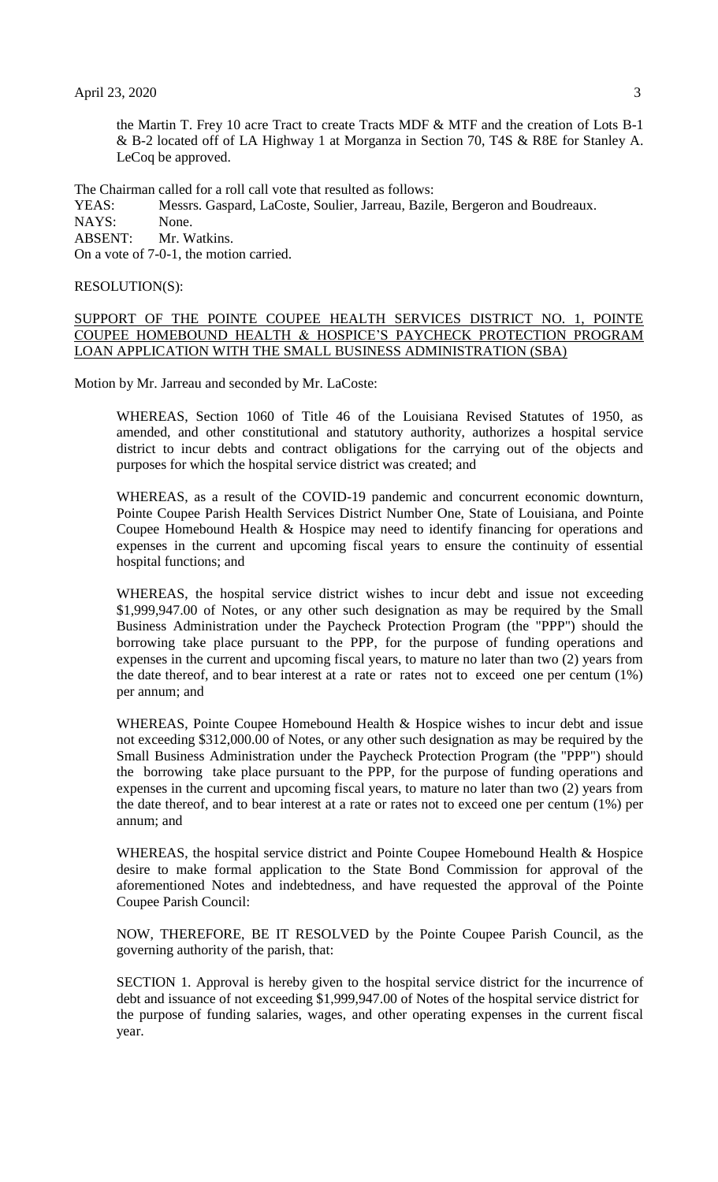the Martin T. Frey 10 acre Tract to create Tracts MDF & MTF and the creation of Lots B-1 & B-2 located off of LA Highway 1 at Morganza in Section 70, T4S & R8E for Stanley A. LeCoq be approved.

The Chairman called for a roll call vote that resulted as follows:

YEAS: Messrs. Gaspard, LaCoste, Soulier, Jarreau, Bazile, Bergeron and Boudreaux.
NAYS: None.
ABSENT: Mr. Watkins.
On a vote of 7-0-1, the motion carried.

RESOLUTION(S):

<u>SUPPORT OF THE POINTE COUPEE HEALTH SERVICES DISTRICT NO. 1, POINTE COUPEE HOMEBOUND HEALTH & HOSPICE'S PAYCHECK PROTECTION PROGRAM LOAN APPLICATION WITH THE SMALL BUSINESS ADMINISTRATION (SBA)</u>

Motion by Mr. Jarreau and seconded by Mr. LaCoste:

WHEREAS, Section 1060 of Title 46 of the Louisiana Revised Statutes of 1950, as amended, and other constitutional and statutory authority, authorizes a hospital service district to incur debts and contract obligations for the carrying out of the objects and purposes for which the hospital service district was created; and

WHEREAS, as a result of the COVID-19 pandemic and concurrent economic downturn, Pointe Coupee Parish Health Services District Number One, State of Louisiana, and Pointe Coupee Homebound Health & Hospice may need to identify financing for operations and expenses in the current and upcoming fiscal years to ensure the continuity of essential hospital functions; and

WHEREAS, the hospital service district wishes to incur debt and issue not exceeding \$1,999,947.00 of Notes, or any other such designation as may be required by the Small Business Administration under the Paycheck Protection Program (the "PPP") should the borrowing take place pursuant to the PPP, for the purpose of funding operations and expenses in the current and upcoming fiscal years, to mature no later than two (2) years from the date thereof, and to bear interest at a rate or rates not to exceed one per centum (1%) per annum; and

WHEREAS, Pointe Coupee Homebound Health & Hospice wishes to incur debt and issue not exceeding \$312,000.00 of Notes, or any other such designation as may be required by the Small Business Administration under the Paycheck Protection Program (the "PPP") should the borrowing take place pursuant to the PPP, for the purpose of funding operations and expenses in the current and upcoming fiscal years, to mature no later than two (2) years from the date thereof, and to bear interest at a rate or rates not to exceed one per centum (1%) per annum; and

WHEREAS, the hospital service district and Pointe Coupee Homebound Health & Hospice desire to make formal application to the State Bond Commission for approval of the aforementioned Notes and indebtedness, and have requested the approval of the Pointe Coupee Parish Council:

NOW, THEREFORE, BE IT RESOLVED by the Pointe Coupee Parish Council, as the governing authority of the parish, that:

SECTION 1. Approval is hereby given to the hospital service district for the incurrence of debt and issuance of not exceeding \$1,999,947.00 of Notes of the hospital service district for the purpose of funding salaries, wages, and other operating expenses in the current fiscal year.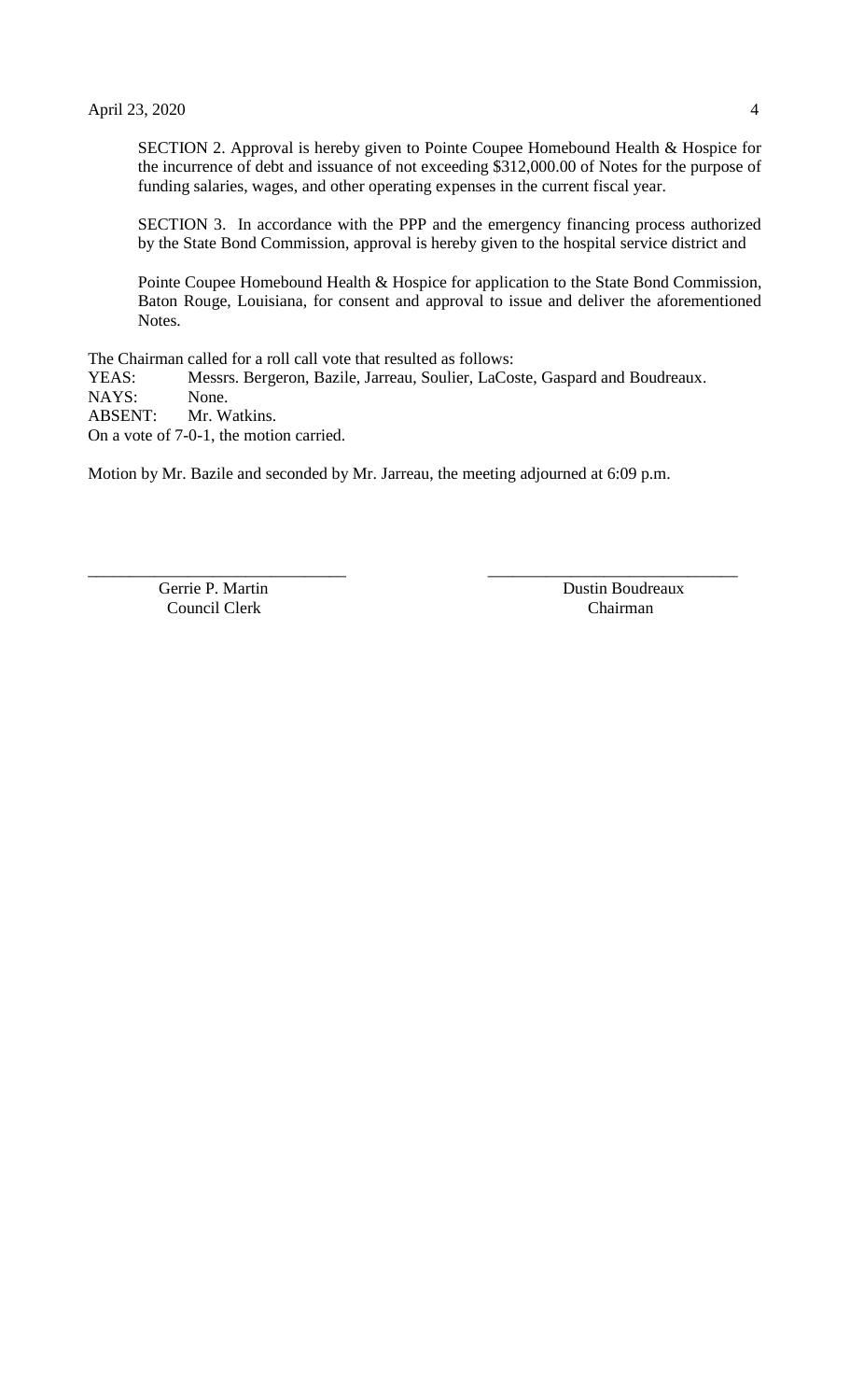SECTION 2. Approval is hereby given to Pointe Coupee Homebound Health & Hospice for the incurrence of debt and issuance of not exceeding $312,000.00 of Notes for the purpose of funding salaries, wages, and other operating expenses in the current fiscal year.

SECTION 3. In accordance with the PPP and the emergency financing process authorized by the State Bond Commission, approval is hereby given to the hospital service district and

Pointe Coupee Homebound Health & Hospice for application to the State Bond Commission, Baton Rouge, Louisiana, for consent and approval to issue and deliver the aforementioned Notes.

The Chairman called for a roll call vote that resulted as follows:
YEAS: Messrs. Bergeron, Bazile, Jarreau, Soulier, LaCoste, Gaspard and Boudreaux.
NAYS: None.
ABSENT: Mr. Watkins.
On a vote of 7-0-1, the motion carried.

Motion by Mr. Bazile and seconded by Mr. Jarreau, the meeting adjourned at 6:09 p.m.

______________________________
Gerrie P. Martin
Council Clerk

______________________________
Dustin Boudreaux
Chairman